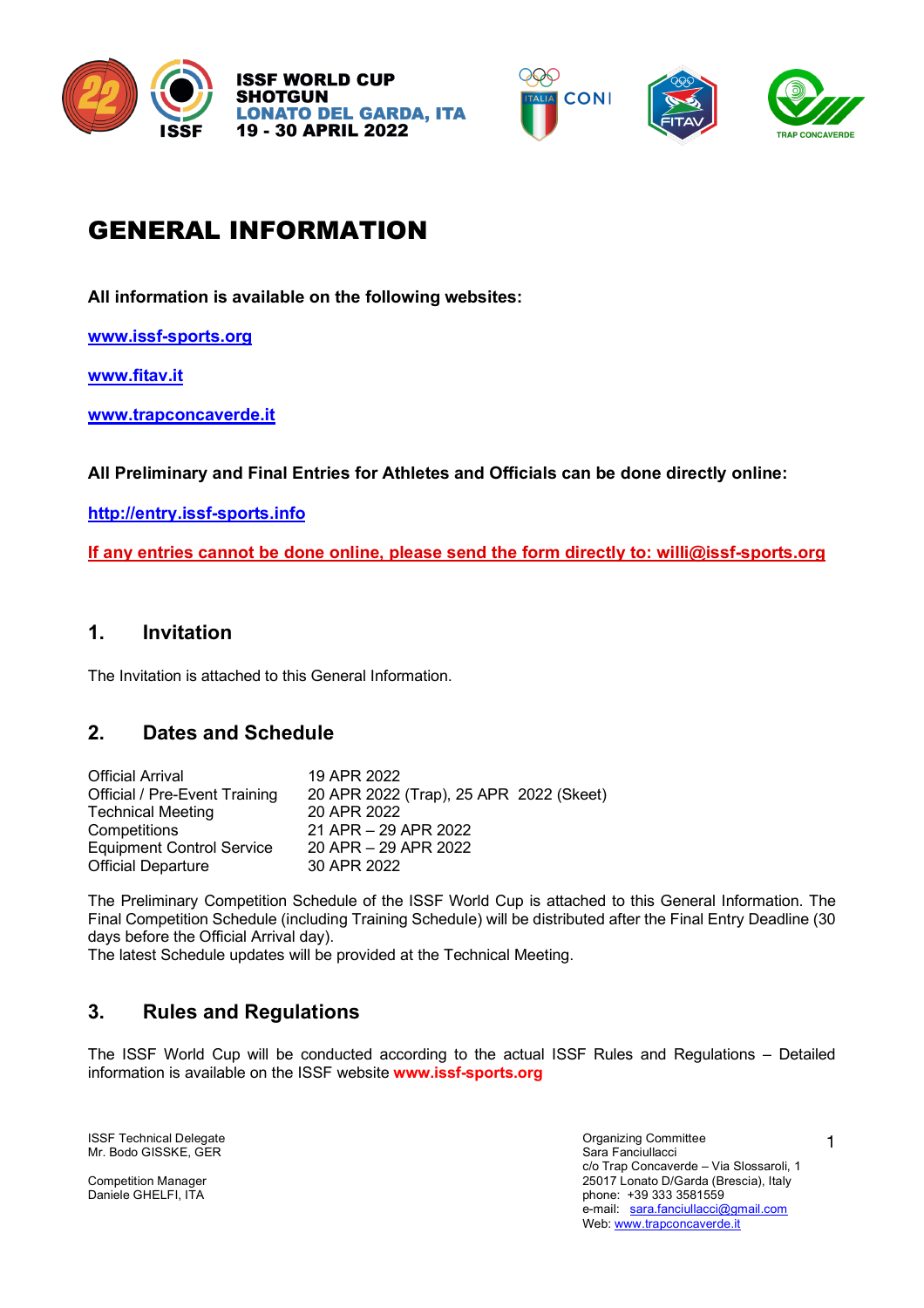ISSF WORLD CUP
SHOTGUN
LONATO DEL GARDA, ITA
19 - 30 APRIL 2022

# GENERAL INFORMATION

**All information is available on the following websites:**

**www.issf-sports.org**

**www.fitav.it**

**www.trapconcaverde.it**

**All Preliminary and Final Entries for Athletes and Officials can be done directly online:**

**http://entry.issf-sports.info**

**If any entries cannot be done online, please send the form directly to: willi@issf-sports.org**

## 1. Invitation

The Invitation is attached to this General Information.

## 2. Dates and Schedule

| | |
|---|---|
| Official Arrival | 19 APR 2022 |
| Official / Pre-Event Training | 20 APR 2022 (Trap), 25 APR 2022 (Skeet) |
| Technical Meeting | 20 APR 2022 |
| Competitions | 21 APR – 29 APR 2022 |
| Equipment Control Service | 20 APR – 29 APR 2022 |
| Official Departure | 30 APR 2022 |

The Preliminary Competition Schedule of the ISSF World Cup is attached to this General Information. The Final Competition Schedule (including Training Schedule) will be distributed after the Final Entry Deadline (30 days before the Official Arrival day).
The latest Schedule updates will be provided at the Technical Meeting.

## 3. Rules and Regulations

The ISSF World Cup will be conducted according to the actual ISSF Rules and Regulations – Detailed information is available on the ISSF website **www.issf-sports.org**

ISSF Technical Delegate
Mr. Bodo GISSKE, GER

Competition Manager
Daniele GHELFI, ITA

Organizing Committee
Sara Fanciullacci
c/o Trap Concaverde – Via Slossaroli, 1
25017 Lonato D/Garda (Brescia), Italy
phone: +39 333 3581559
e-mail: sara.fanciullacci@gmail.com
Web: www.trapconcaverde.it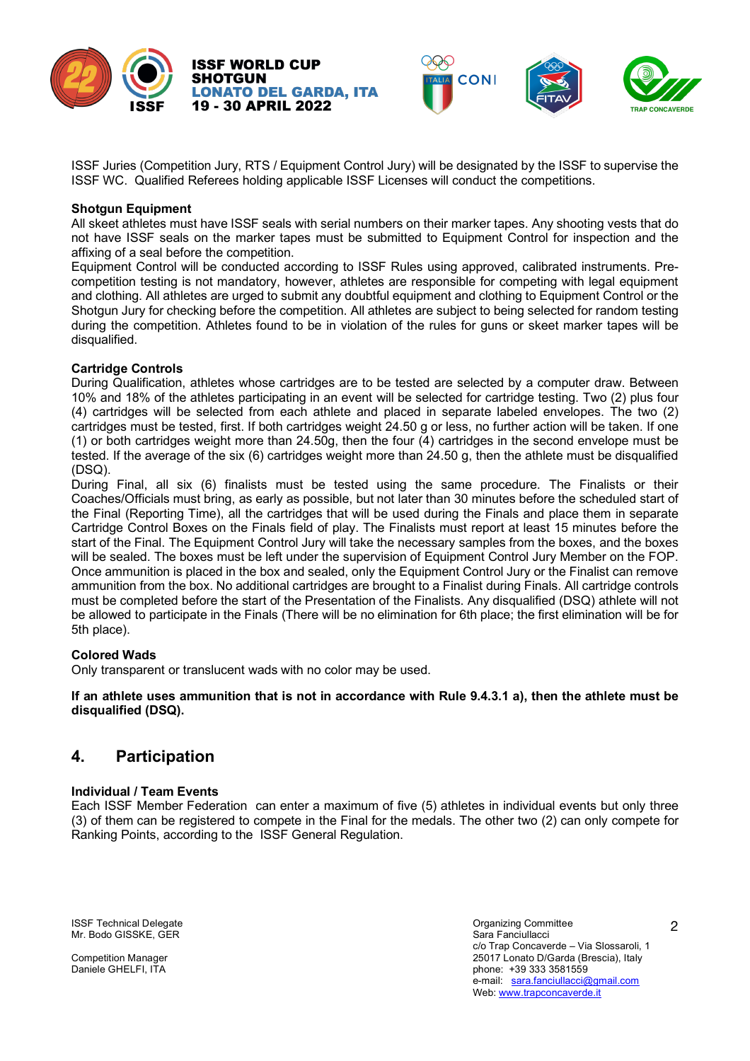ISSF Juries (Competition Jury, RTS / Equipment Control Jury) will be designated by the ISSF to supervise the ISSF WC. Qualified Referees holding applicable ISSF Licenses will conduct the competitions.

**Shotgun Equipment**

All skeet athletes must have ISSF seals with serial numbers on their marker tapes. Any shooting vests that do not have ISSF seals on the marker tapes must be submitted to Equipment Control for inspection and the affixing of a seal before the competition.

Equipment Control will be conducted according to ISSF Rules using approved, calibrated instruments. Pre-competition testing is not mandatory, however, athletes are responsible for competing with legal equipment and clothing. All athletes are urged to submit any doubtful equipment and clothing to Equipment Control or the Shotgun Jury for checking before the competition. All athletes are subject to being selected for random testing during the competition. Athletes found to be in violation of the rules for guns or skeet marker tapes will be disqualified.

**Cartridge Controls**

During Qualification, athletes whose cartridges are to be tested are selected by a computer draw. Between 10% and 18% of the athletes participating in an event will be selected for cartridge testing. Two (2) plus four (4) cartridges will be selected from each athlete and placed in separate labeled envelopes. The two (2) cartridges must be tested, first. If both cartridges weight 24.50 g or less, no further action will be taken. If one (1) or both cartridges weight more than 24.50g, then the four (4) cartridges in the second envelope must be tested. If the average of the six (6) cartridges weight more than 24.50 g, then the athlete must be disqualified (DSQ).

During Final, all six (6) finalists must be tested using the same procedure. The Finalists or their Coaches/Officials must bring, as early as possible, but not later than 30 minutes before the scheduled start of the Final (Reporting Time), all the cartridges that will be used during the Finals and place them in separate Cartridge Control Boxes on the Finals field of play. The Finalists must report at least 15 minutes before the start of the Final. The Equipment Control Jury will take the necessary samples from the boxes, and the boxes will be sealed. The boxes must be left under the supervision of Equipment Control Jury Member on the FOP. Once ammunition is placed in the box and sealed, only the Equipment Control Jury or the Finalist can remove ammunition from the box. No additional cartridges are brought to a Finalist during Finals. All cartridge controls must be completed before the start of the Presentation of the Finalists. Any disqualified (DSQ) athlete will not be allowed to participate in the Finals (There will be no elimination for 6th place; the first elimination will be for 5th place).

**Colored Wads**

Only transparent or translucent wads with no color may be used.

**If an athlete uses ammunition that is not in accordance with Rule 9.4.3.1 a), then the athlete must be disqualified (DSQ).**

## 4. Participation

**Individual / Team Events**

Each ISSF Member Federation can enter a maximum of five (5) athletes in individual events but only three (3) of them can be registered to compete in the Final for the medals. The other two (2) can only compete for Ranking Points, according to the ISSF General Regulation.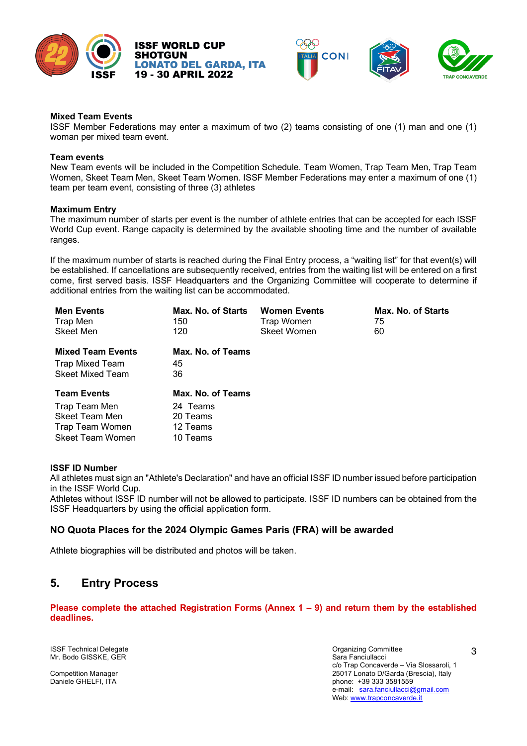**Mixed Team Events**
ISSF Member Federations may enter a maximum of two (2) teams consisting of one (1) man and one (1) woman per mixed team event.

**Team events**
New Team events will be included in the Competition Schedule. Team Women, Trap Team Men, Trap Team Women, Skeet Team Men, Skeet Team Women. ISSF Member Federations may enter a maximum of one (1) team per team event, consisting of three (3) athletes

**Maximum Entry**
The maximum number of starts per event is the number of athlete entries that can be accepted for each ISSF World Cup event. Range capacity is determined by the available shooting time and the number of available ranges.

If the maximum number of starts is reached during the Final Entry process, a "waiting list" for that event(s) will be established. If cancellations are subsequently received, entries from the waiting list will be entered on a first come, first served basis. ISSF Headquarters and the Organizing Committee will cooperate to determine if additional entries from the waiting list can be accommodated.

| Men Events | Max. No. of Starts | Women Events | Max. No. of Starts |
|---|---|---|---|
| Trap Men | 150 | Trap Women | 75 |
| Skeet Men | 120 | Skeet Women | 60 |

| Mixed Team Events | Max. No. of Teams |
|---|---|
| Trap Mixed Team | 45 |
| Skeet Mixed Team | 36 |

| Team Events | Max. No. of Teams |
|---|---|
| Trap Team Men | 24 Teams |
| Skeet Team Men | 20 Teams |
| Trap Team Women | 12 Teams |
| Skeet Team Women | 10 Teams |

**ISSF ID Number**
All athletes must sign an "Athlete's Declaration" and have an official ISSF ID number issued before participation in the ISSF World Cup.
Athletes without ISSF ID number will not be allowed to participate. ISSF ID numbers can be obtained from the ISSF Headquarters by using the official application form.

**NO Quota Places for the 2024 Olympic Games Paris (FRA) will be awarded**

Athlete biographies will be distributed and photos will be taken.

## 5. Entry Process

**Please complete the attached Registration Forms (Annex 1 – 9) and return them by the established deadlines.**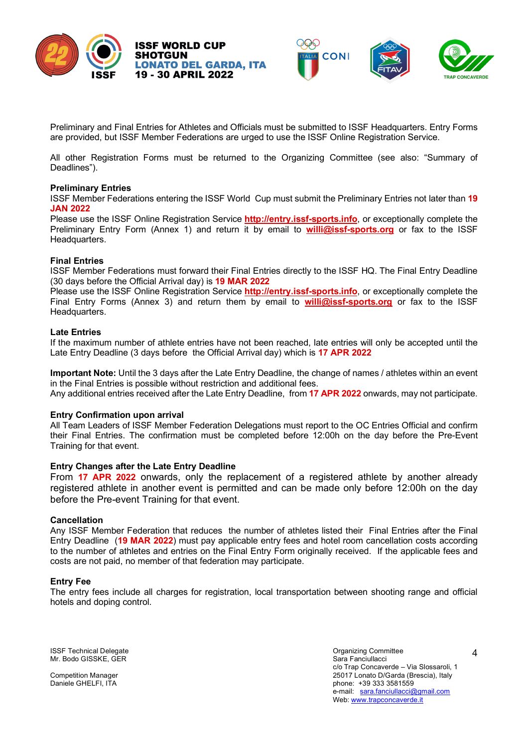Preliminary and Final Entries for Athletes and Officials must be submitted to ISSF Headquarters. Entry Forms are provided, but ISSF Member Federations are urged to use the ISSF Online Registration Service.

All other Registration Forms must be returned to the Organizing Committee (see also: "Summary of Deadlines").

**Preliminary Entries**

ISSF Member Federations entering the ISSF World Cup must submit the Preliminary Entries not later than **19 JAN 2022**

Please use the ISSF Online Registration Service **http://entry.issf-sports.info**, or exceptionally complete the Preliminary Entry Form (Annex 1) and return it by email to **willi@issf-sports.org** or fax to the ISSF Headquarters.

**Final Entries**

ISSF Member Federations must forward their Final Entries directly to the ISSF HQ. The Final Entry Deadline (30 days before the Official Arrival day) is **19 MAR 2022**

Please use the ISSF Online Registration Service **http://entry.issf-sports.info**, or exceptionally complete the Final Entry Forms (Annex 3) and return them by email to **willi@issf-sports.org** or fax to the ISSF Headquarters.

**Late Entries**

If the maximum number of athlete entries have not been reached, late entries will only be accepted until the Late Entry Deadline (3 days before the Official Arrival day) which is **17 APR 2022**

**Important Note:** Until the 3 days after the Late Entry Deadline, the change of names / athletes within an event in the Final Entries is possible without restriction and additional fees.

Any additional entries received after the Late Entry Deadline, from **17 APR 2022** onwards, may not participate.

**Entry Confirmation upon arrival**

All Team Leaders of ISSF Member Federation Delegations must report to the OC Entries Official and confirm their Final Entries. The confirmation must be completed before 12:00h on the day before the Pre-Event Training for that event.

**Entry Changes after the Late Entry Deadline**

From **17 APR 2022** onwards, only the replacement of a registered athlete by another already registered athlete in another event is permitted and can be made only before 12:00h on the day before the Pre-event Training for that event.

**Cancellation**

Any ISSF Member Federation that reduces the number of athletes listed their Final Entries after the Final Entry Deadline (**19 MAR 2022**) must pay applicable entry fees and hotel room cancellation costs according to the number of athletes and entries on the Final Entry Form originally received. If the applicable fees and costs are not paid, no member of that federation may participate.

**Entry Fee**

The entry fees include all charges for registration, local transportation between shooting range and official hotels and doping control.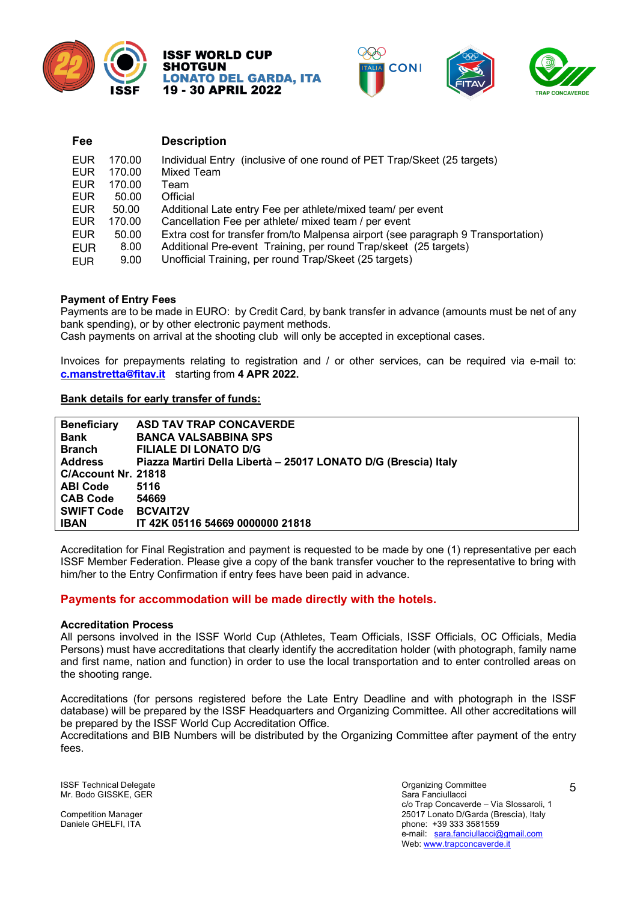| Fee | | Description |
|---|---|---|
| EUR | 170.00 | Individual Entry (inclusive of one round of PET Trap/Skeet (25 targets) |
| EUR | 170.00 | Mixed Team |
| EUR | 170.00 | Team |
| EUR | 50.00 | Official |
| EUR | 50.00 | Additional Late entry Fee per athlete/mixed team/ per event |
| EUR | 170.00 | Cancellation Fee per athlete/ mixed team / per event |
| EUR | 50.00 | Extra cost for transfer from/to Malpensa airport (see paragraph 9 Transportation) |
| EUR | 8.00 | Additional Pre-event Training, per round Trap/skeet (25 targets) |
| EUR | 9.00 | Unofficial Training, per round Trap/Skeet (25 targets) |

**Payment of Entry Fees**

Payments are to be made in EURO: by Credit Card, by bank transfer in advance (amounts must be net of any bank spending), or by other electronic payment methods.
Cash payments on arrival at the shooting club will only be accepted in exceptional cases.

Invoices for prepayments relating to registration and / or other services, can be required via e-mail to: **c.manstretta@fitav.it** starting from **4 APR 2022.**

**Bank details for early transfer of funds:**

| | |
|---|---|
| **Beneficiary** | **ASD TAV TRAP CONCAVERDE** |
| **Bank** | **BANCA VALSABBINA SPS** |
| **Branch** | **FILIALE DI LONATO D/G** |
| **Address** | **Piazza Martiri Della Libertà – 25017 LONATO D/G (Brescia) Italy** |
| **C/Account Nr.** | **21818** |
| **ABI Code** | **5116** |
| **CAB Code** | **54669** |
| **SWIFT Code** | **BCVAIT2V** |
| **IBAN** | **IT 42K 05116 54669 0000000 21818** |

Accreditation for Final Registration and payment is requested to be made by one (1) representative per each ISSF Member Federation. Please give a copy of the bank transfer voucher to the representative to bring with him/her to the Entry Confirmation if entry fees have been paid in advance.

**Payments for accommodation will be made directly with the hotels.**

**Accreditation Process**

All persons involved in the ISSF World Cup (Athletes, Team Officials, ISSF Officials, OC Officials, Media Persons) must have accreditations that clearly identify the accreditation holder (with photograph, family name and first name, nation and function) in order to use the local transportation and to enter controlled areas on the shooting range.

Accreditations (for persons registered before the Late Entry Deadline and with photograph in the ISSF database) will be prepared by the ISSF Headquarters and Organizing Committee. All other accreditations will be prepared by the ISSF World Cup Accreditation Office.
Accreditations and BIB Numbers will be distributed by the Organizing Committee after payment of the entry fees.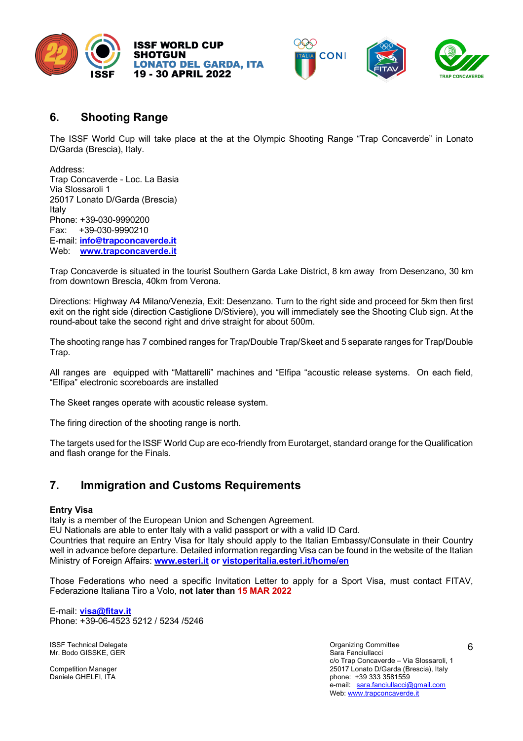## 6. Shooting Range

The ISSF World Cup will take place at the at the Olympic Shooting Range "Trap Concaverde" in Lonato D/Garda (Brescia), Italy.

Address:
Trap Concaverde - Loc. La Basia
Via Slossaroli 1
25017 Lonato D/Garda (Brescia)
Italy
Phone: +39-030-9990200
Fax: +39-030-9990210
E-mail: **info@trapconcaverde.it**
Web: **www.trapconcaverde.it**

Trap Concaverde is situated in the tourist Southern Garda Lake District, 8 km away from Desenzano, 30 km from downtown Brescia, 40km from Verona.

Directions: Highway A4 Milano/Venezia, Exit: Desenzano. Turn to the right side and proceed for 5km then first exit on the right side (direction Castiglione D/Stiviere), you will immediately see the Shooting Club sign. At the round-about take the second right and drive straight for about 500m.

The shooting range has 7 combined ranges for Trap/Double Trap/Skeet and 5 separate ranges for Trap/Double Trap.

All ranges are equipped with "Mattarelli" machines and "Elfipa "acoustic release systems. On each field, "Elfipa" electronic scoreboards are installed

The Skeet ranges operate with acoustic release system.

The firing direction of the shooting range is north.

The targets used for the ISSF World Cup are eco-friendly from Eurotarget, standard orange for the Qualification and flash orange for the Finals.

## 7. Immigration and Customs Requirements

**Entry Visa**
Italy is a member of the European Union and Schengen Agreement.
EU Nationals are able to enter Italy with a valid passport or with a valid ID Card.
Countries that require an Entry Visa for Italy should apply to the Italian Embassy/Consulate in their Country well in advance before departure. Detailed information regarding Visa can be found in the website of the Italian Ministry of Foreign Affairs: **www.esteri.it or vistoperitalia.esteri.it/home/en**

Those Federations who need a specific Invitation Letter to apply for a Sport Visa, must contact FITAV, Federazione Italiana Tiro a Volo, **not later than 15 MAR 2022**

E-mail: **visa@fitav.it**
Phone: +39-06-4523 5212 / 5234 /5246

ISSF Technical Delegate
Mr. Bodo GISSKE, GER

Competition Manager
Daniele GHELFI, ITA

Organizing Committee
Sara Fanciullacci
c/o Trap Concaverde – Via Slossaroli, 1
25017 Lonato D/Garda (Brescia), Italy
phone: +39 333 3581559
e-mail: sara.fanciullacci@gmail.com
Web: www.trapconcaverde.it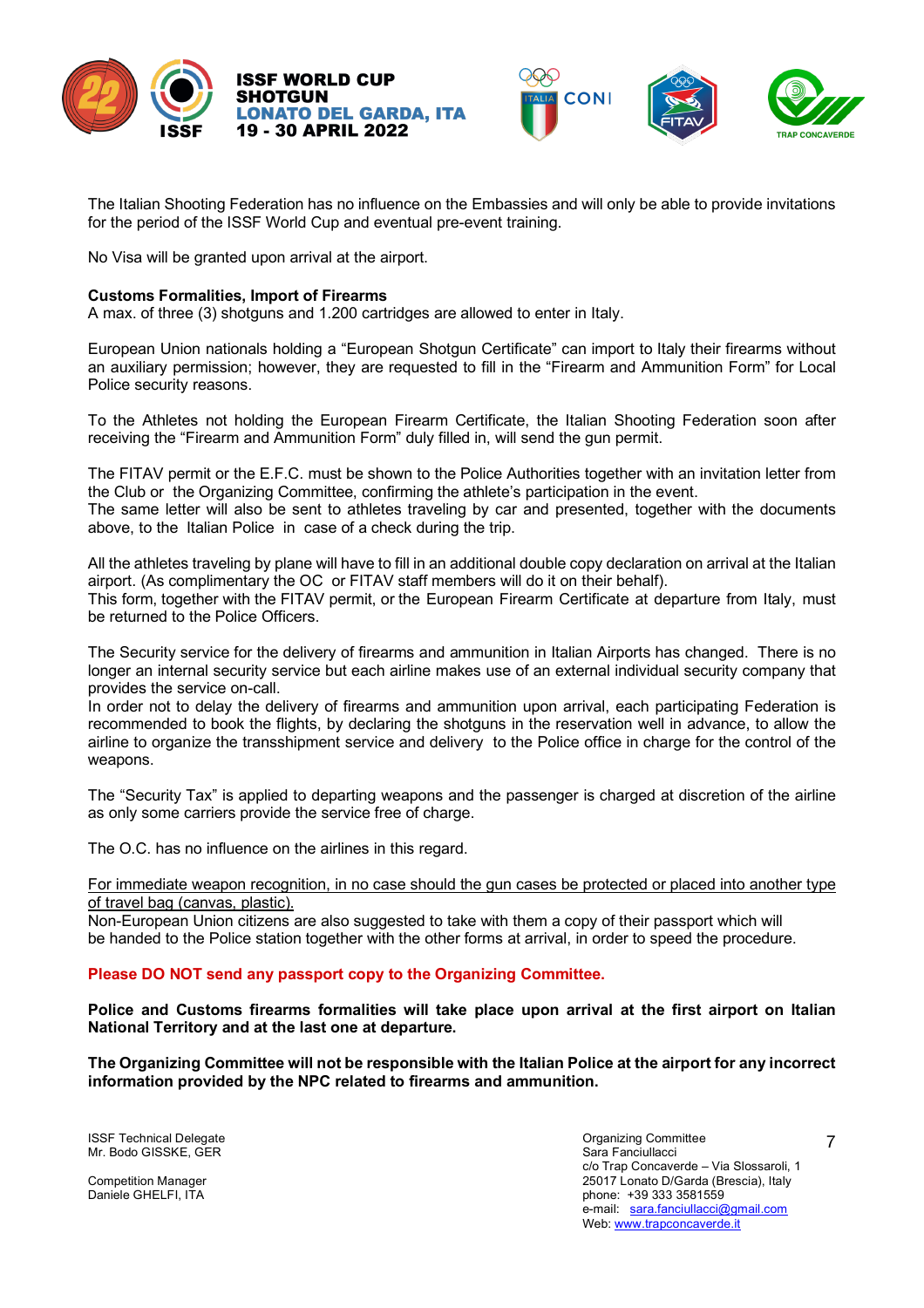The Italian Shooting Federation has no influence on the Embassies and will only be able to provide invitations for the period of the ISSF World Cup and eventual pre-event training.

No Visa will be granted upon arrival at the airport.

**Customs Formalities, Import of Firearms**
A max. of three (3) shotguns and 1.200 cartridges are allowed to enter in Italy.

European Union nationals holding a "European Shotgun Certificate" can import to Italy their firearms without an auxiliary permission; however, they are requested to fill in the "Firearm and Ammunition Form" for Local Police security reasons.

To the Athletes not holding the European Firearm Certificate, the Italian Shooting Federation soon after receiving the "Firearm and Ammunition Form" duly filled in, will send the gun permit.

The FITAV permit or the E.F.C. must be shown to the Police Authorities together with an invitation letter from the Club or the Organizing Committee, confirming the athlete's participation in the event.
The same letter will also be sent to athletes traveling by car and presented, together with the documents above, to the Italian Police in case of a check during the trip.

All the athletes traveling by plane will have to fill in an additional double copy declaration on arrival at the Italian airport. (As complimentary the OC or FITAV staff members will do it on their behalf).
This form, together with the FITAV permit, or the European Firearm Certificate at departure from Italy, must be returned to the Police Officers.

The Security service for the delivery of firearms and ammunition in Italian Airports has changed. There is no longer an internal security service but each airline makes use of an external individual security company that provides the service on-call.
In order not to delay the delivery of firearms and ammunition upon arrival, each participating Federation is recommended to book the flights, by declaring the shotguns in the reservation well in advance, to allow the airline to organize the transshipment service and delivery to the Police office in charge for the control of the weapons.

The "Security Tax" is applied to departing weapons and the passenger is charged at discretion of the airline as only some carriers provide the service free of charge.

The O.C. has no influence on the airlines in this regard.

<u>For immediate weapon recognition, in no case should the gun cases be protected or placed into another type of travel bag (canvas, plastic).</u>
Non-European Union citizens are also suggested to take with them a copy of their passport which will be handed to the Police station together with the other forms at arrival, in order to speed the procedure.

**Please DO NOT send any passport copy to the Organizing Committee.**

**Police and Customs firearms formalities will take place upon arrival at the first airport on Italian National Territory and at the last one at departure.**

**The Organizing Committee will not be responsible with the Italian Police at the airport for any incorrect information provided by the NPC related to firearms and ammunition.**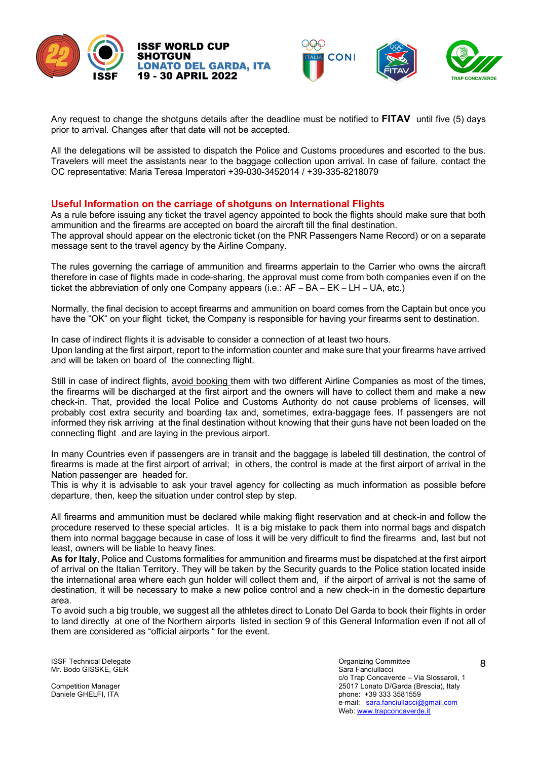Any request to change the shotguns details after the deadline must be notified to **FITAV** until five (5) days prior to arrival. Changes after that date will not be accepted.

All the delegations will be assisted to dispatch the Police and Customs procedures and escorted to the bus. Travelers will meet the assistants near to the baggage collection upon arrival. In case of failure, contact the OC representative: Maria Teresa Imperatori +39-030-3452014 / +39-335-8218079

## Useful Information on the carriage of shotguns on International Flights

As a rule before issuing any ticket the travel agency appointed to book the flights should make sure that both ammunition and the firearms are accepted on board the aircraft till the final destination.
The approval should appear on the electronic ticket (on the PNR Passengers Name Record) or on a separate message sent to the travel agency by the Airline Company.

The rules governing the carriage of ammunition and firearms appertain to the Carrier who owns the aircraft therefore in case of flights made in code-sharing, the approval must come from both companies even if on the ticket the abbreviation of only one Company appears (i.e.: AF – BA – EK – LH – UA, etc.)

Normally, the final decision to accept firearms and ammunition on board comes from the Captain but once you have the "OK" on your flight ticket, the Company is responsible for having your firearms sent to destination.

In case of indirect flights it is advisable to consider a connection of at least two hours.
Upon landing at the first airport, report to the information counter and make sure that your firearms have arrived and will be taken on board of the connecting flight.

Still in case of indirect flights, avoid booking them with two different Airline Companies as most of the times, the firearms will be discharged at the first airport and the owners will have to collect them and make a new check-in. That, provided the local Police and Customs Authority do not cause problems of licenses, will probably cost extra security and boarding tax and, sometimes, extra-baggage fees. If passengers are not informed they risk arriving at the final destination without knowing that their guns have not been loaded on the connecting flight and are laying in the previous airport.

In many Countries even if passengers are in transit and the baggage is labeled till destination, the control of firearms is made at the first airport of arrival; in others, the control is made at the first airport of arrival in the Nation passenger are headed for.
This is why it is advisable to ask your travel agency for collecting as much information as possible before departure, then, keep the situation under control step by step.

All firearms and ammunition must be declared while making flight reservation and at check-in and follow the procedure reserved to these special articles. It is a big mistake to pack them into normal bags and dispatch them into normal baggage because in case of loss it will be very difficult to find the firearms and, last but not least, owners will be liable to heavy fines.
**As for Italy**, Police and Customs formalities for ammunition and firearms must be dispatched at the first airport of arrival on the Italian Territory. They will be taken by the Security guards to the Police station located inside the international area where each gun holder will collect them and, if the airport of arrival is not the same of destination, it will be necessary to make a new police control and a new check-in in the domestic departure area.
To avoid such a big trouble, we suggest all the athletes direct to Lonato Del Garda to book their flights in order to land directly at one of the Northern airports listed in section 9 of this General Information even if not all of them are considered as "official airports " for the event.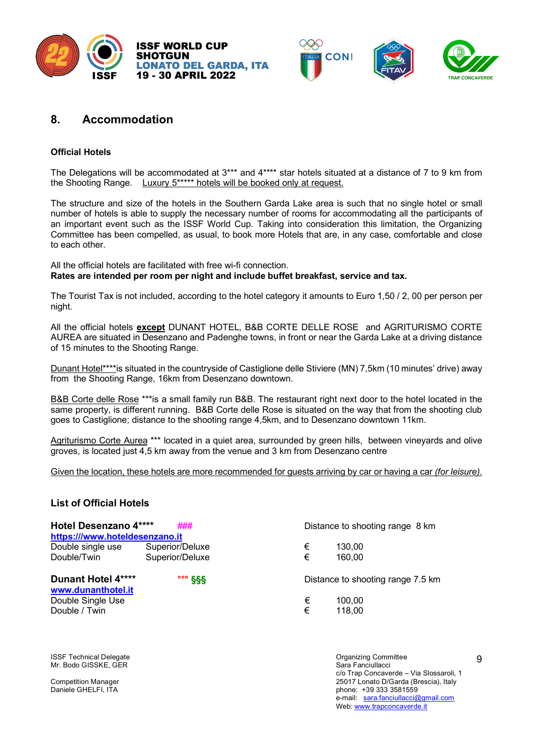## 8. Accommodation

### Official Hotels

The Delegations will be accommodated at 3*** and 4**** star hotels situated at a distance of 7 to 9 km from the Shooting Range. Luxury 5***** hotels will be booked only at request.

The structure and size of the hotels in the Southern Garda Lake area is such that no single hotel or small number of hotels is able to supply the necessary number of rooms for accommodating all the participants of an important event such as the ISSF World Cup. Taking into consideration this limitation, the Organizing Committee has been compelled, as usual, to book more Hotels that are, in any case, comfortable and close to each other.

All the official hotels are facilitated with free wi-fi connection.
**Rates are intended per room per night and include buffet breakfast, service and tax.**

The Tourist Tax is not included, according to the hotel category it amounts to Euro 1,50 / 2, 00 per person per night.

All the official hotels **except** DUNANT HOTEL, B&B CORTE DELLE ROSE and AGRITURISMO CORTE AUREA are situated in Desenzano and Padenghe towns, in front or near the Garda Lake at a driving distance of 15 minutes to the Shooting Range.

Dunant Hotel****is situated in the countryside of Castiglione delle Stiviere (MN) 7,5km (10 minutes' drive) away from the Shooting Range, 16km from Desenzano downtown.

B&B Corte delle Rose ***is a small family run B&B. The restaurant right next door to the hotel located in the same property, is different running. B&B Corte delle Rose is situated on the way that from the shooting club goes to Castiglione; distance to the shooting range 4,5km, and to Desenzano downtown 11km.

Agriturismo Corte Aurea *** located in a quiet area, surrounded by green hills, between vineyards and olive groves, is located just 4,5 km away from the venue and 3 km from Desenzano centre

Given the location, these hotels are more recommended for guests arriving by car or having a car *(for leisure).*

### List of Official Hotels

**Hotel Desenzano 4****** ### — Distance to shooting range 8 km
**https:///www.hoteldesenzano.it**

| | | | |
|---|---|---|---|
| Double single use | Superior/Deluxe | € | 130,00 |
| Double/Twin | Superior/Deluxe | € | 160,00 |

**Dunant Hotel 4****** °°° §§§ — Distance to shooting range 7.5 km
**www.dunanthotel.it**

| | | |
|---|---|---|
| Double Single Use | € | 100,00 |
| Double / Twin | € | 118,00 |

ISSF Technical Delegate
Mr. Bodo GISSKE, GER

Competition Manager
Daniele GHELFI, ITA

Organizing Committee
Sara Fanciullacci
c/o Trap Concaverde – Via Slossaroli, 1
25017 Lonato D/Garda (Brescia), Italy
phone: +39 333 3581559
e-mail: sara.fanciullacci@gmail.com
Web: www.trapconcaverde.it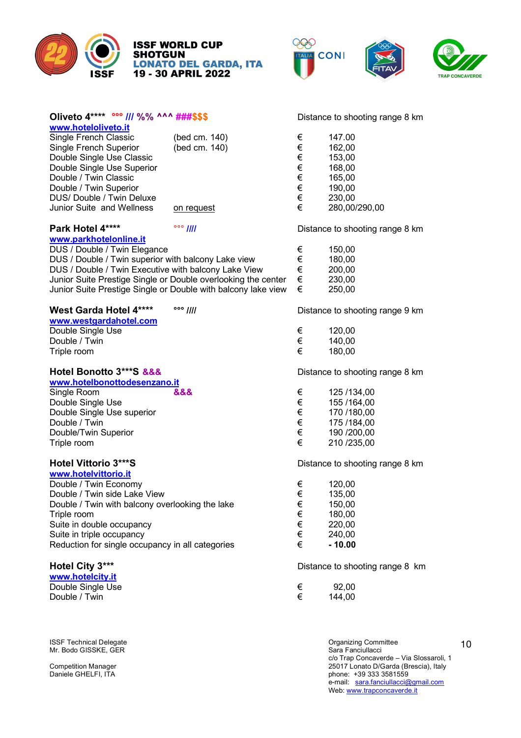**Oliveto 4****** °°° /// %% ^^^ ###$$$ — Distance to shooting range 8 km

www.hoteloliveto.it

| Room | | Price |
|---|---|---|
| Single French Classic | (bed cm. 140) | € 147.00 |
| Single French Superior | (bed cm. 140) | € 162,00 |
| Double Single Use Classic | | € 153,00 |
| Double Single Use Superior | | € 168,00 |
| Double / Twin Classic | | € 165,00 |
| Double / Twin Superior | | € 190,00 |
| DUS/ Double / Twin Deluxe | | € 230,00 |
| Junior Suite and Wellness | on request | € 280,00/290,00 |

**Park Hotel 4****** °°° //// — Distance to shooting range 8 km

www.parkhotelonline.it

| Room | Price |
|---|---|
| DUS / Double / Twin Elegance | € 150,00 |
| DUS / Double / Twin superior with balcony Lake view | € 180,00 |
| DUS / Double / Twin Executive with balcony Lake View | € 200,00 |
| Junior Suite Prestige Single or Double overlooking the center | € 230,00 |
| Junior Suite Prestige Single or Double with balcony lake view | € 250,00 |

**West Garda Hotel 4****** °°° //// — Distance to shooting range 9 km

www.westgardahotel.com

| Room | Price |
|---|---|
| Double Single Use | € 120,00 |
| Double / Twin | € 140,00 |
| Triple room | € 180,00 |

**Hotel Bonotto 3***S** &&& — Distance to shooting range 8 km

www.hotelbonottodesenzano.it

| Room | | Price |
|---|---|---|
| Single Room | &&& | € 125 /134,00 |
| Double Single Use | | € 155 /164,00 |
| Double Single Use superior | | € 170 /180,00 |
| Double / Twin | | € 175 /184,00 |
| Double/Twin Superior | | € 190 /200,00 |
| Triple room | | € 210 /235,00 |

**Hotel Vittorio 3***S** — Distance to shooting range 8 km

www.hotelvittorio.it

| Room | Price |
|---|---|
| Double / Twin Economy | € 120,00 |
| Double / Twin side Lake View | € 135,00 |
| Double / Twin with balcony overlooking the lake | € 150,00 |
| Triple room | € 180,00 |
| Suite in double occupancy | € 220,00 |
| Suite in triple occupancy | € 240,00 |
| Reduction for single occupancy in all categories | € **- 10.00** |

**Hotel City 3***** — Distance to shooting range 8 km

www.hotelcity.it

| Room | Price |
|---|---|
| Double Single Use | € 92,00 |
| Double / Twin | € 144,00 |

ISSF Technical Delegate
Mr. Bodo GISSKE, GER

Competition Manager
Daniele GHELFI, ITA

Organizing Committee
Sara Fanciullacci
c/o Trap Concaverde – Via Slossaroli, 1
25017 Lonato D/Garda (Brescia), Italy
phone: +39 333 3581559
e-mail: sara.fanciullacci@gmail.com
Web: www.trapconcaverde.it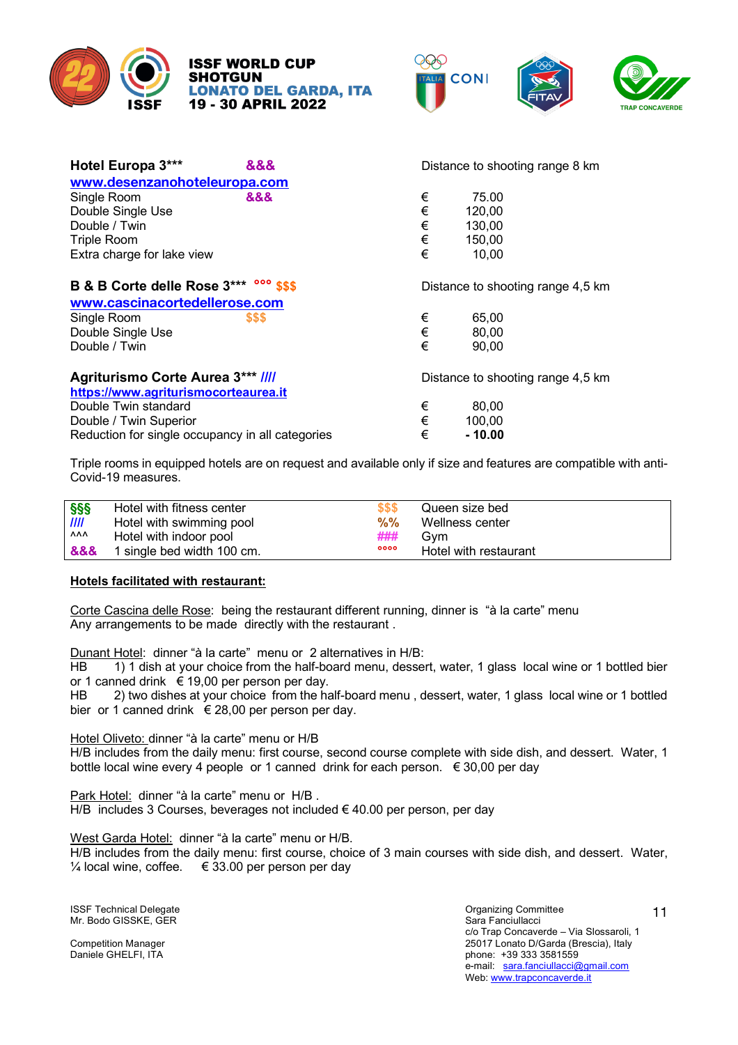**ISSF WORLD CUP SHOTGUN**
**LONATO DEL GARDA, ITA**
**19 - 30 APRIL 2022**

| | |
|---|---|
| **Hotel Europa 3\*\*\*** &&& | Distance to shooting range 8 km |
| **www.desenzanohoteleuropa.com** | |
| Single Room &&& | € 75.00 |
| Double Single Use | € 120,00 |
| Double / Twin | € 130,00 |
| Triple Room | € 150,00 |
| Extra charge for lake view | € 10,00 |
| | |
| **B & B Corte delle Rose 3\*\*\*** °°° $$$ | Distance to shooting range 4,5 km |
| **www.cascinacortedellerose.com** | |
| Single Room $$$ | € 65,00 |
| Double Single Use | € 80,00 |
| Double / Twin | € 90,00 |
| | |
| **Agriturismo Corte Aurea 3\*\*\* ////** | Distance to shooting range 4,5 km |
| **https://www.agriturismocorteaurea.it** | |
| Double Twin standard | € 80,00 |
| Double / Twin Superior | € 100,00 |
| Reduction for single occupancy in all categories | € **- 10.00** |

Triple rooms in equipped hotels are on request and available only if size and features are compatible with anti-Covid-19 measures.

| | | | |
|---|---|---|---|
| §§§ | Hotel with fitness center | $$$ | Queen size bed |
| //// | Hotel with swimming pool | %% | Wellness center |
| ^^^ | Hotel with indoor pool | ### | Gym |
| &&& | 1 single bed width 100 cm. | °°°° | Hotel with restaurant |

**Hotels facilitated with restaurant:**

Corte Cascina delle Rose: being the restaurant different running, dinner is "à la carte" menu
Any arrangements to be made directly with the restaurant .

Dunant Hotel: dinner "à la carte" menu or 2 alternatives in H/B:
HB 1) 1 dish at your choice from the half-board menu, dessert, water, 1 glass local wine or 1 bottled bier or 1 canned drink € 19,00 per person per day.
HB 2) two dishes at your choice from the half-board menu , dessert, water, 1 glass local wine or 1 bottled bier or 1 canned drink € 28,00 per person per day.

Hotel Oliveto: dinner "à la carte" menu or H/B
H/B includes from the daily menu: first course, second course complete with side dish, and dessert. Water, 1 bottle local wine every 4 people or 1 canned drink for each person. € 30,00 per day

Park Hotel: dinner "à la carte" menu or H/B .
H/B includes 3 Courses, beverages not included € 40.00 per person, per day

West Garda Hotel: dinner "à la carte" menu or H/B.
H/B includes from the daily menu: first course, choice of 3 main courses with side dish, and dessert. Water, ¼ local wine, coffee. € 33.00 per person per day

ISSF Technical Delegate
Mr. Bodo GISSKE, GER

Competition Manager
Daniele GHELFI, ITA

Organizing Committee
Sara Fanciullacci
c/o Trap Concaverde – Via Slossaroli, 1
25017 Lonato D/Garda (Brescia), Italy
phone: +39 333 3581559
e-mail: sara.fanciullacci@gmail.com
Web: www.trapconcaverde.it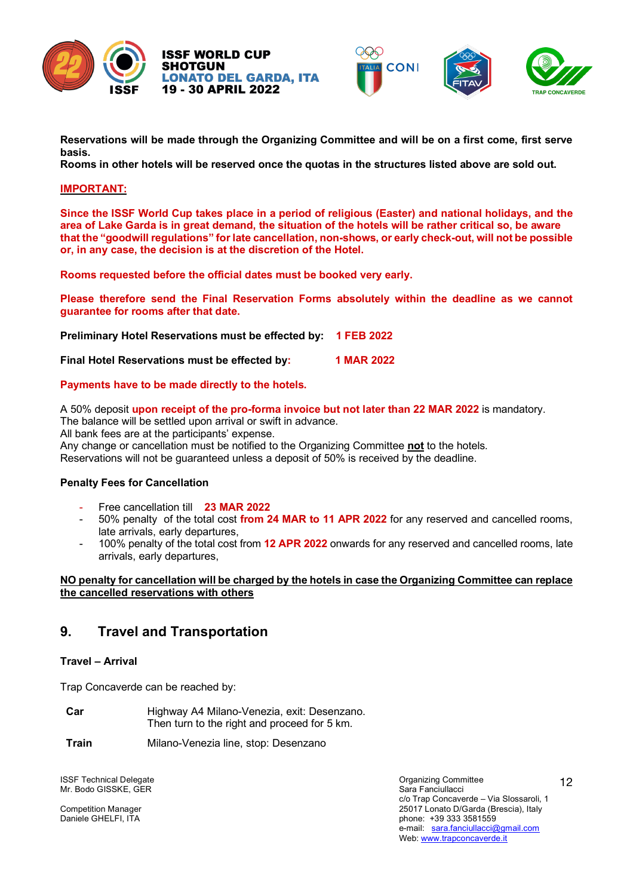**Reservations will be made through the Organizing Committee and will be on a first come, first serve basis.**
**Rooms in other hotels will be reserved once the quotas in the structures listed above are sold out.**

**IMPORTANT:**

**Since the ISSF World Cup takes place in a period of religious (Easter) and national holidays, and the area of Lake Garda is in great demand, the situation of the hotels will be rather critical so, be aware that the "goodwill regulations" for late cancellation, non-shows, or early check-out, will not be possible or, in any case, the decision is at the discretion of the Hotel.**

**Rooms requested before the official dates must be booked very early.**

**Please therefore send the Final Reservation Forms absolutely within the deadline as we cannot guarantee for rooms after that date.**

**Preliminary Hotel Reservations must be effected by: 1 FEB 2022**

**Final Hotel Reservations must be effected by: 1 MAR 2022**

**Payments have to be made directly to the hotels.**

A 50% deposit **upon receipt of the pro-forma invoice but not later than 22 MAR 2022** is mandatory.
The balance will be settled upon arrival or swift in advance.
All bank fees are at the participants' expense.
Any change or cancellation must be notified to the Organizing Committee **not** to the hotels.
Reservations will not be guaranteed unless a deposit of 50% is received by the deadline.

**Penalty Fees for Cancellation**

- Free cancellation till **23 MAR 2022**
- 50% penalty of the total cost **from 24 MAR to 11 APR 2022** for any reserved and cancelled rooms, late arrivals, early departures,
- 100% penalty of the total cost from **12 APR 2022** onwards for any reserved and cancelled rooms, late arrivals, early departures,

**NO penalty for cancellation will be charged by the hotels in case the Organizing Committee can replace the cancelled reservations with others**

## 9. Travel and Transportation

**Travel – Arrival**

Trap Concaverde can be reached by:

**Car** Highway A4 Milano-Venezia, exit: Desenzano. Then turn to the right and proceed for 5 km.

**Train** Milano-Venezia line, stop: Desenzano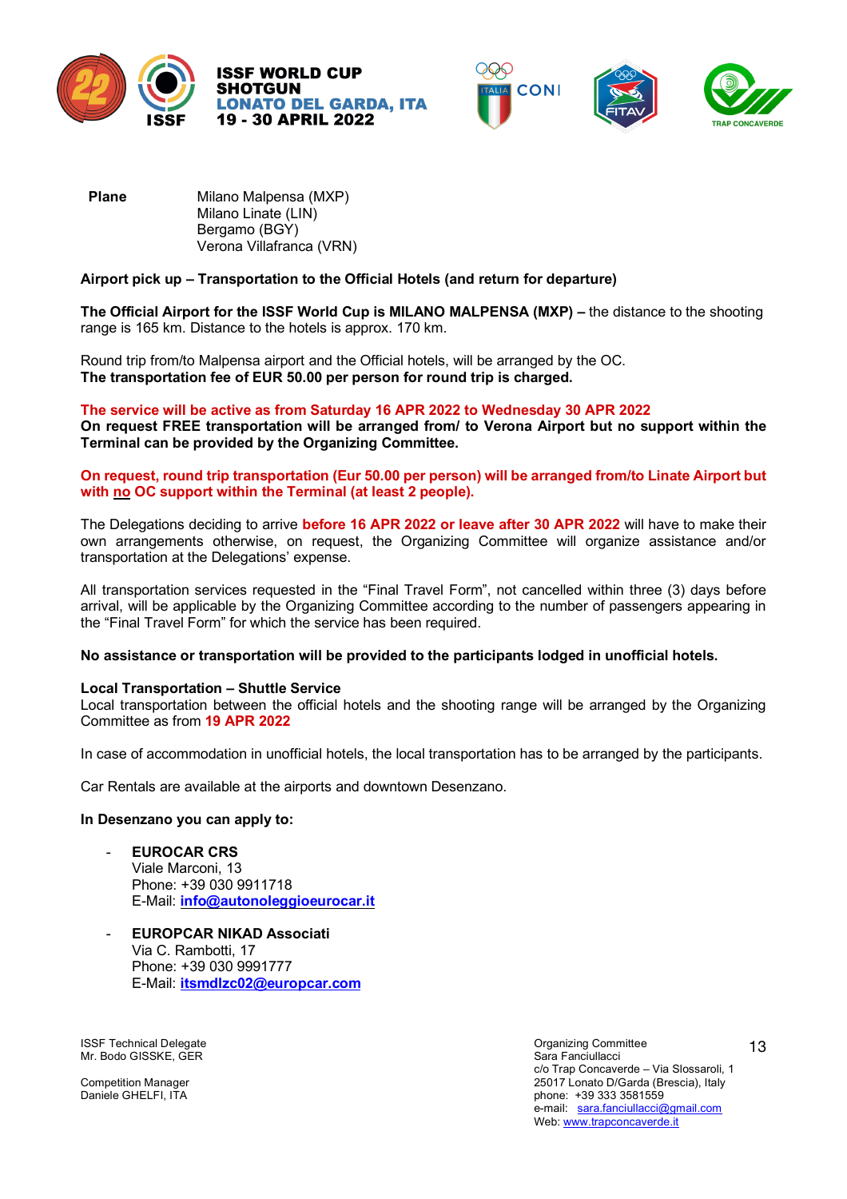| **Plane** | Milano Malpensa (MXP)<br>Milano Linate (LIN)<br>Bergamo (BGY)<br>Verona Villafranca (VRN) |
|---|---|

**Airport pick up – Transportation to the Official Hotels (and return for departure)**

**The Official Airport for the ISSF World Cup is MILANO MALPENSA (MXP) –** the distance to the shooting range is 165 km. Distance to the hotels is approx. 170 km.

Round trip from/to Malpensa airport and the Official hotels, will be arranged by the OC.
**The transportation fee of EUR 50.00 per person for round trip is charged.**

**The service will be active as from Saturday 16 APR 2022 to Wednesday 30 APR 2022**
**On request FREE transportation will be arranged from/ to Verona Airport but no support within the Terminal can be provided by the Organizing Committee.**

**On request, round trip transportation (Eur 50.00 per person) will be arranged from/to Linate Airport but with no OC support within the Terminal (at least 2 people).**

The Delegations deciding to arrive **before 16 APR 2022 or leave after 30 APR 2022** will have to make their own arrangements otherwise, on request, the Organizing Committee will organize assistance and/or transportation at the Delegations' expense.

All transportation services requested in the "Final Travel Form", not cancelled within three (3) days before arrival, will be applicable by the Organizing Committee according to the number of passengers appearing in the "Final Travel Form" for which the service has been required.

**No assistance or transportation will be provided to the participants lodged in unofficial hotels.**

**Local Transportation – Shuttle Service**
Local transportation between the official hotels and the shooting range will be arranged by the Organizing Committee as from **19 APR 2022**

In case of accommodation in unofficial hotels, the local transportation has to be arranged by the participants.

Car Rentals are available at the airports and downtown Desenzano.

**In Desenzano you can apply to:**

- **EUROCAR CRS**
  Viale Marconi, 13
  Phone: +39 030 9911718
  E-Mail: **info@autonoleggioeurocar.it**

- **EUROPCAR NIKAD Associati**
  Via C. Rambotti, 17
  Phone: +39 030 9991777
  E-Mail: **itsmdlzc02@europcar.com**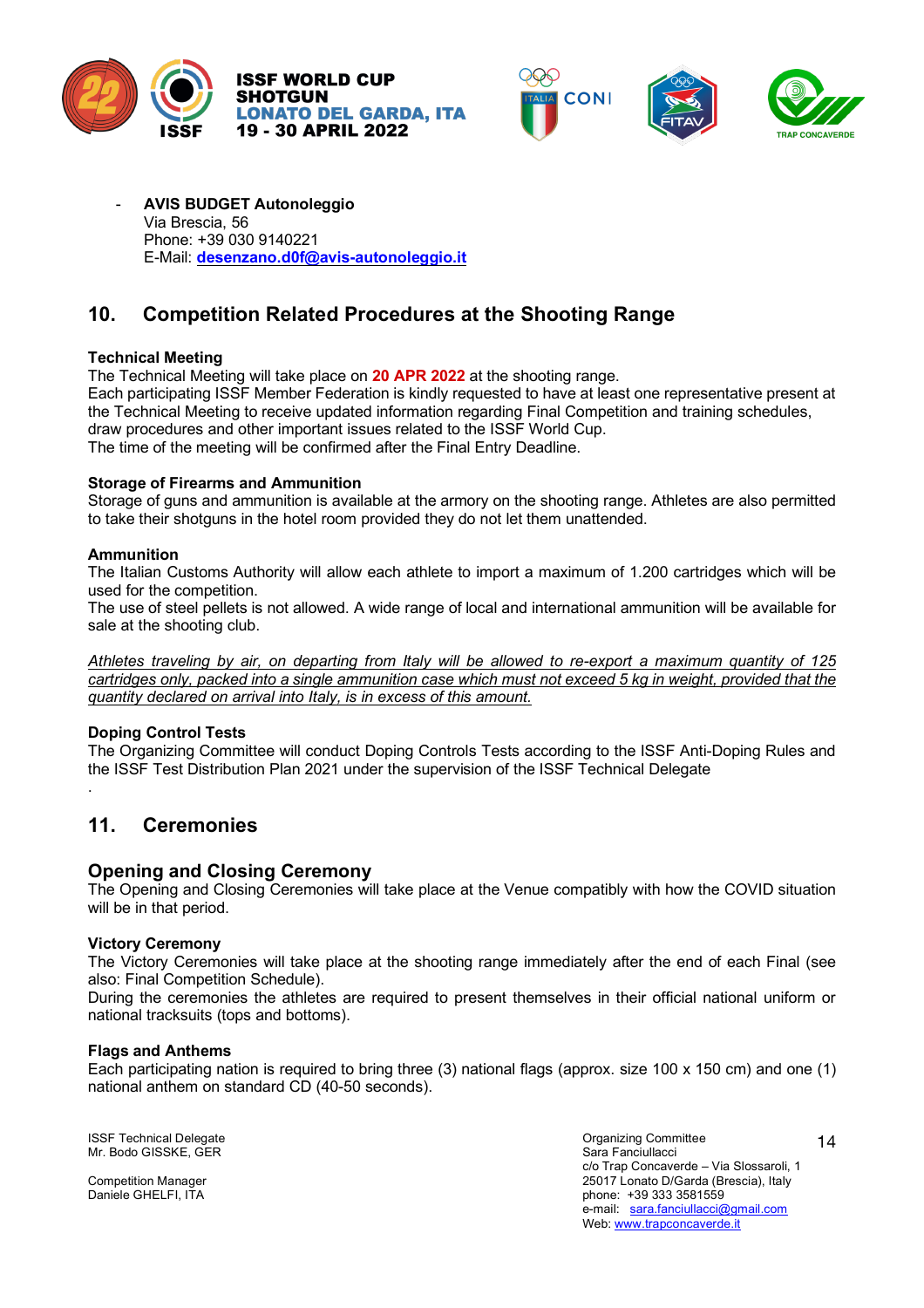- **AVIS BUDGET Autonoleggio**
  Via Brescia, 56
  Phone: +39 030 9140221
  E-Mail: **desenzano.d0f@avis-autonoleggio.it**

## 10. Competition Related Procedures at the Shooting Range

**Technical Meeting**
The Technical Meeting will take place on **20 APR 2022** at the shooting range.
Each participating ISSF Member Federation is kindly requested to have at least one representative present at the Technical Meeting to receive updated information regarding Final Competition and training schedules, draw procedures and other important issues related to the ISSF World Cup.
The time of the meeting will be confirmed after the Final Entry Deadline.

**Storage of Firearms and Ammunition**
Storage of guns and ammunition is available at the armory on the shooting range. Athletes are also permitted to take their shotguns in the hotel room provided they do not let them unattended.

**Ammunition**
The Italian Customs Authority will allow each athlete to import a maximum of 1.200 cartridges which will be used for the competition.
The use of steel pellets is not allowed. A wide range of local and international ammunition will be available for sale at the shooting club.

*Athletes traveling by air, on departing from Italy will be allowed to re-export a maximum quantity of 125 cartridges only, packed into a single ammunition case which must not exceed 5 kg in weight, provided that the quantity declared on arrival into Italy, is in excess of this amount.*

**Doping Control Tests**
The Organizing Committee will conduct Doping Controls Tests according to the ISSF Anti-Doping Rules and the ISSF Test Distribution Plan 2021 under the supervision of the ISSF Technical Delegate

.

## 11. Ceremonies

### Opening and Closing Ceremony
The Opening and Closing Ceremonies will take place at the Venue compatibly with how the COVID situation will be in that period.

**Victory Ceremony**
The Victory Ceremonies will take place at the shooting range immediately after the end of each Final (see also: Final Competition Schedule).
During the ceremonies the athletes are required to present themselves in their official national uniform or national tracksuits (tops and bottoms).

**Flags and Anthems**
Each participating nation is required to bring three (3) national flags (approx. size 100 x 150 cm) and one (1) national anthem on standard CD (40-50 seconds).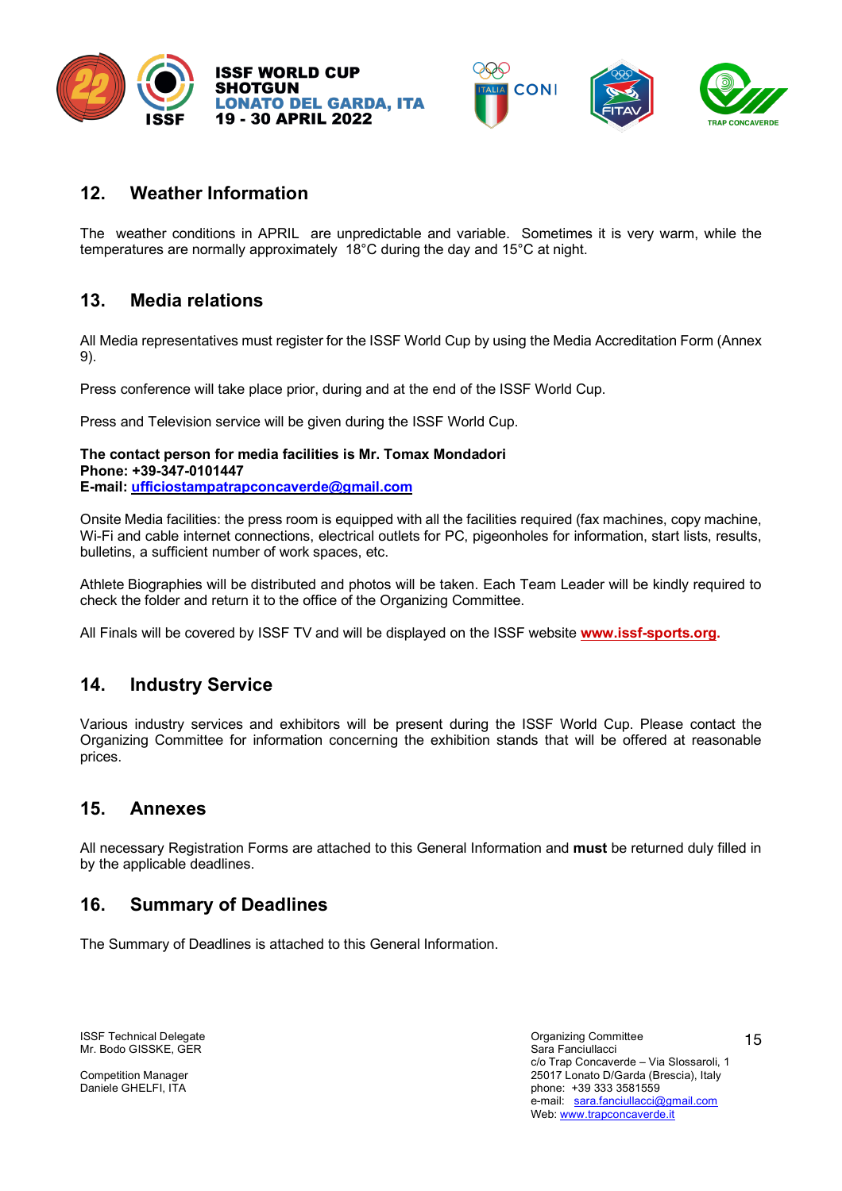## 12. Weather Information

The weather conditions in APRIL are unpredictable and variable. Sometimes it is very warm, while the temperatures are normally approximately 18°C during the day and 15°C at night.

## 13. Media relations

All Media representatives must register for the ISSF World Cup by using the Media Accreditation Form (Annex 9).

Press conference will take place prior, during and at the end of the ISSF World Cup.

Press and Television service will be given during the ISSF World Cup.

**The contact person for media facilities is Mr. Tomax Mondadori**
**Phone: +39-347-0101447**
**E-mail: ufficiostampatrapconcaverde@gmail.com**

Onsite Media facilities: the press room is equipped with all the facilities required (fax machines, copy machine, Wi-Fi and cable internet connections, electrical outlets for PC, pigeonholes for information, start lists, results, bulletins, a sufficient number of work spaces, etc.

Athlete Biographies will be distributed and photos will be taken. Each Team Leader will be kindly required to check the folder and return it to the office of the Organizing Committee.

All Finals will be covered by ISSF TV and will be displayed on the ISSF website **www.issf-sports.org**.

## 14. Industry Service

Various industry services and exhibitors will be present during the ISSF World Cup. Please contact the Organizing Committee for information concerning the exhibition stands that will be offered at reasonable prices.

## 15. Annexes

All necessary Registration Forms are attached to this General Information and **must** be returned duly filled in by the applicable deadlines.

## 16. Summary of Deadlines

The Summary of Deadlines is attached to this General Information.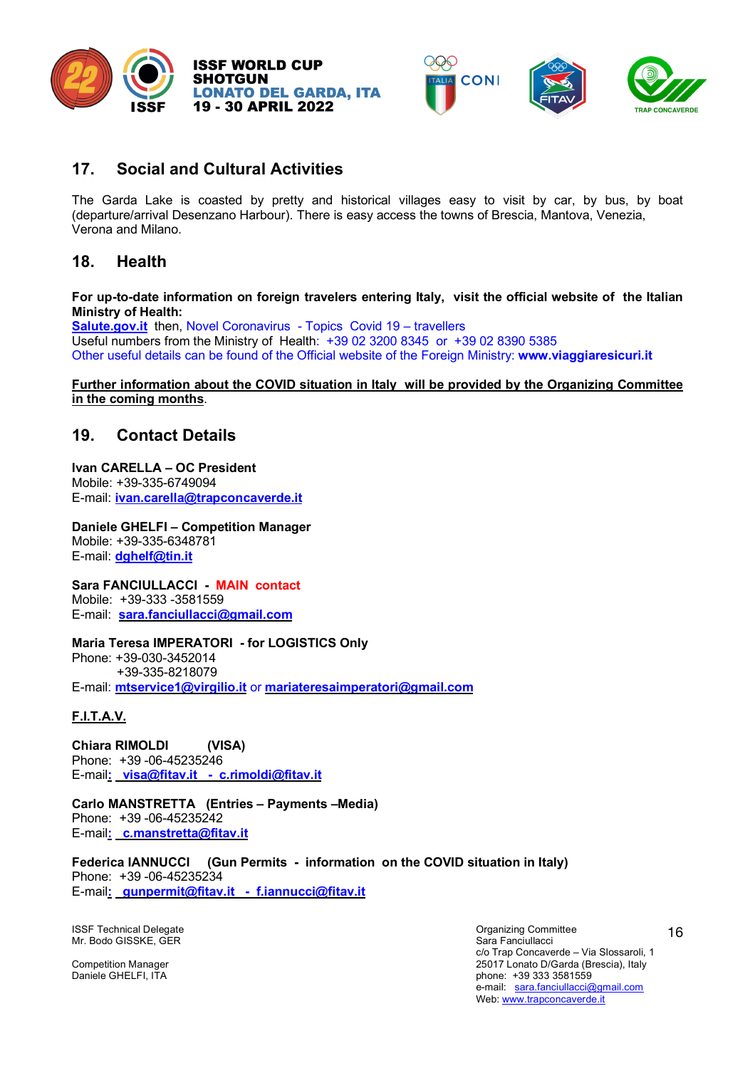## 17. Social and Cultural Activities

The Garda Lake is coasted by pretty and historical villages easy to visit by car, by bus, by boat (departure/arrival Desenzano Harbour). There is easy access the towns of Brescia, Mantova, Venezia, Verona and Milano.

## 18. Health

**For up-to-date information on foreign travelers entering Italy, visit the official website of the Italian Ministry of Health:**
**Salute.gov.it** then, Novel Coronavirus - Topics Covid 19 – travellers
Useful numbers from the Ministry of Health: +39 02 3200 8345 or +39 02 8390 5385
Other useful details can be found of the Official website of the Foreign Ministry: **www.viaggiaresicuri.it**

**Further information about the COVID situation in Italy will be provided by the Organizing Committee in the coming months**.

## 19. Contact Details

**Ivan CARELLA – OC President**
Mobile: +39-335-6749094
E-mail: **ivan.carella@trapconcaverde.it**

**Daniele GHELFI – Competition Manager**
Mobile: +39-335-6348781
E-mail: **dghelf@tin.it**

**Sara FANCIULLACCI - MAIN contact**
Mobile: +39-333 -3581559
E-mail: **sara.fanciullacci@gmail.com**

**Maria Teresa IMPERATORI - for LOGISTICS Only**
Phone: +39-030-3452014
+39-335-8218079
E-mail: **mtservice1@virgilio.it** or **mariateresaimperatori@gmail.com**

**F.I.T.A.V.**

**Chiara RIMOLDI (VISA)**
Phone: +39 -06-45235246
E-mail: **visa@fitav.it - c.rimoldi@fitav.it**

**Carlo MANSTRETTA (Entries – Payments –Media)**
Phone: +39 -06-45235242
E-mail: **c.manstretta@fitav.it**

**Federica IANNUCCI (Gun Permits - information on the COVID situation in Italy)**
Phone: +39 -06-45235234
E-mail: **gunpermit@fitav.it - f.iannucci@fitav.it**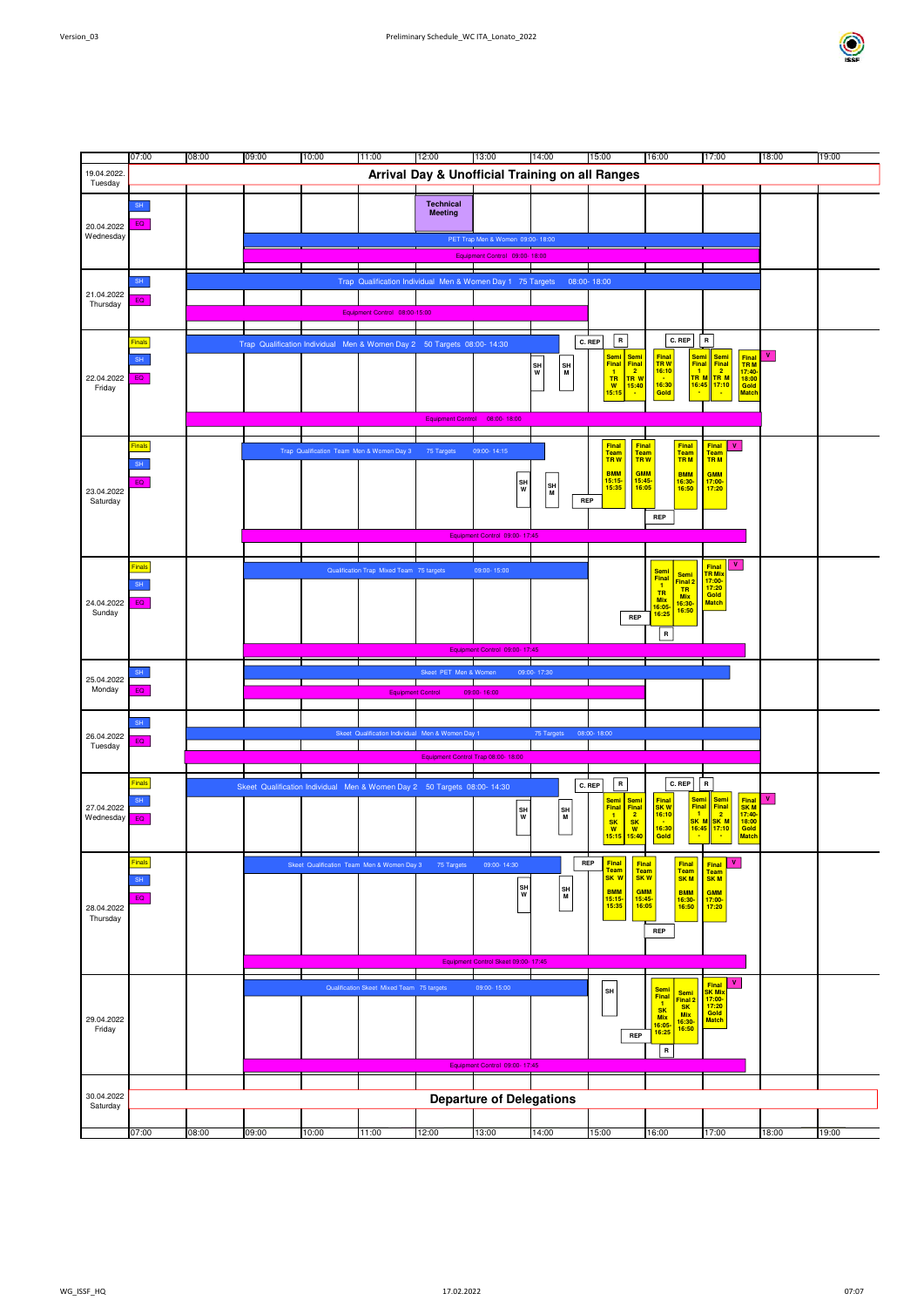| | 07:00 | 08:00 | 09:00 | 10:00 | 11:00 | 12:00 | 13:00 | 14:00 | 15:00 | 16:00 | 17:00 | 18:00 | 19:00 |
|---|---|---|---|---|---|---|---|---|---|---|---|---|---|
| 19.04.2022. Tuesday | **Arrival Day & Unofficial Training on all Ranges** | | | | | | | | | | | | |
| 20.04.2022 Wednesday | SH, EQ | | PET Trap Men & Women 09:00- 18:00; Equipment Control 09:00- 18:00 | | | **Technical Meeting** | | | | | | | |
| 21.04.2022 Thursday | SH, EQ | Trap Qualification Individual Men & Women Day 1 75 Targets 08:00- 18:00; Equipment Control 08:00- 15:00 | | | | | | | | | | | |
| 22.04.2022 Friday | Finals, SH, EQ | Trap Qualification Individual Men & Women Day 2 50 Targets 08:00- 14:30; Equipment Control 08:00- 18:00 | | | | | | SH W; SH M | C. REP; R; Semi Final 1 TR W 15:15; Semi Final 2 TR W 15:40 | Final TR W 16:10 - 16:30 Gold; C. REP; R | Semi Final 1 TR M 16:45; Semi Final 2 TR M 17:10; Final TR M 17:40- 18:00 Gold Match | V | |
| 23.04.2022 Saturday | Finals, SH, EQ | | Trap Qualification Team Men & Women Day 3 75 Targets 09:00- 14:15; Equipment Control 09:00- 17:45 | | | | | SH W; SH M | REP; Final Team TR W BMM 15:15- 15:35; Final Team TR W GMM 15:45- 16:05 | REP; Final Team TR M BMM 16:30- 16:50 | Final Team TR M GMM 17:00- 17:20; V | | |
| 24.04.2022 Sunday | Finals, SH, EQ | | Qualification Trap Mixed Team 75 targets 09:00- 15:00; Equipment Control 09:00- 17:45 | | | | | | REP | Semi Final 1 TR Mix 16:05- 16:25; Semi Final 2 TR Mix 16:30- 16:50; R | Final TR Mix 17:00- 17:20 Gold Match; V | | |
| 25.04.2022 Monday | SH, EQ | | Skeet PET Men & Women 09:00- 17:30; Equipment Control 09:00- 16:00 | | | | | | | | | | |
| 26.04.2022 Tuesday | SH, EQ | Skeet Qualification Individual Men & Women Day 1 75 Targets 08:00- 18:00; Equipment Control Trap 08:00- 18:00 | | | | | | | | | | | |
| 27.04.2022 Wednesday | Finals, SH, EQ | Skeet Qualification Individual Men & Women Day 2 50 Targets 08:00- 14:30 | | | | | | SH W; SH M | C. REP; R; Semi Final 1 SK W 15:15; Semi Final 2 SK W 15:40 | Final SK W 16:10 - 16:30 Gold; C. REP; R | Semi Final 1 SK M 16:45; Semi Final 2 SK M 17:10; Final SK M 17:40- 18:00 Gold Match | V | |
| 28.04.2022 Thursday | Finals, SH, EQ | | Skeet Qualification Team Men & Women Day 3 75 Targets 09:00- 14:30; Equipment Control Skeet 09:00- 17:45 | | | | | SH W; SH M | REP; Final Team SK W BMM 15:15- 15:35; Final Team SK W GMM 15:45- 16:05 | REP; Final Team SK M BMM 16:30- 16:50 | Final Team SK M GMM 17:00- 17:20; V | | |
| 29.04.2022 Friday | | | Qualification Skeet Mixed Team 75 targets 09:00- 15:00; Equipment Control 09:00- 17:45 | | | | | | SH; REP | Semi Final 1 SK Mix 16:05- 16:25; Semi Final 2 SK Mix 16:30- 16:50; R | Final SK Mix 17:00- 17:20 Gold Match; V | | |
| 30.04.2022 Saturday | **Departure of Delegations** | | | | | | | | | | | | |
| | 07:00 | 08:00 | 09:00 | 10:00 | 11:00 | 12:00 | 13:00 | 14:00 | 15:00 | 16:00 | 17:00 | 18:00 | 19:00 |